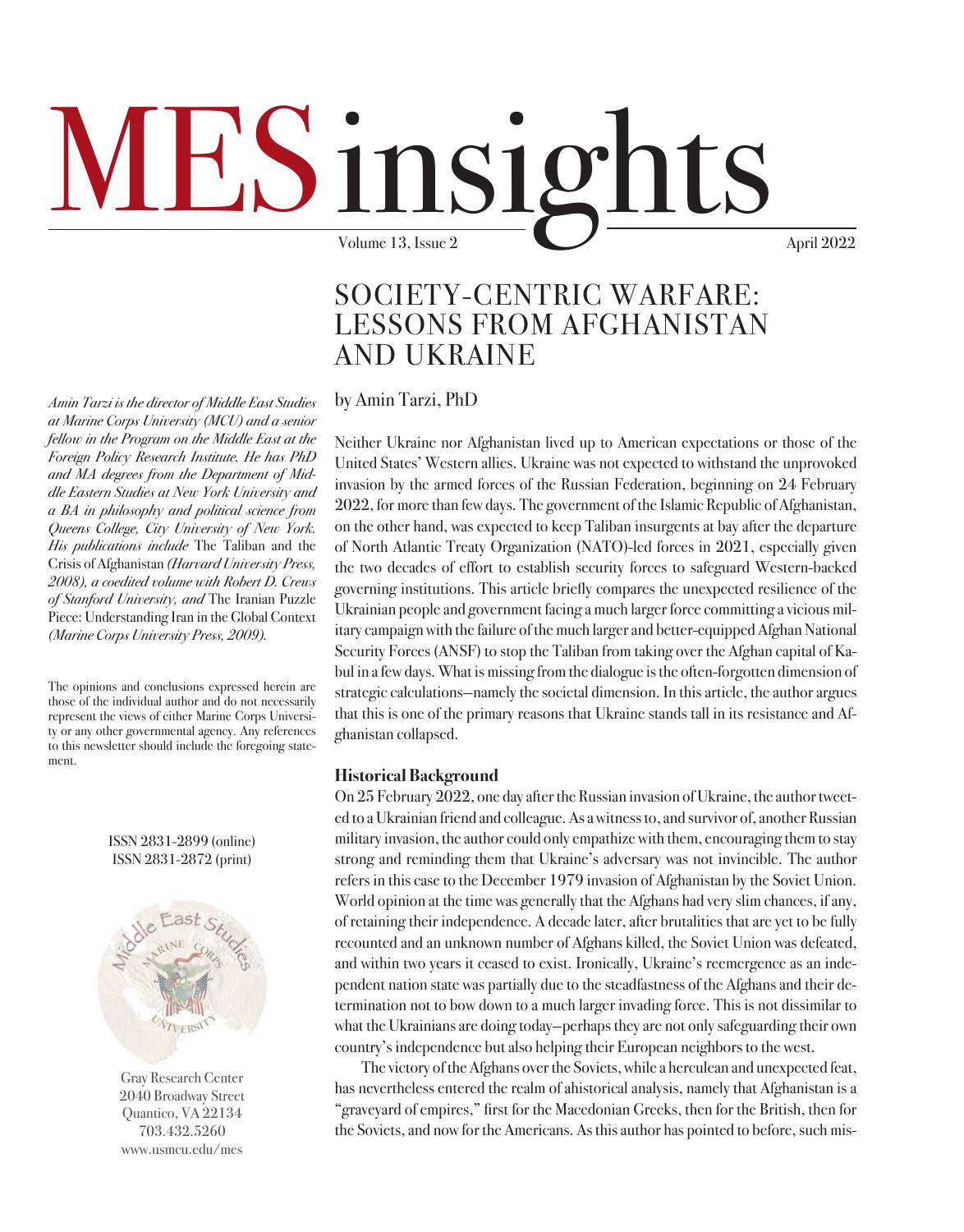# MES insights

Volume 13, Issue 2 — April 2022

## SOCIETY-CENTRIC WARFARE: LESSONS FROM AFGHANISTAN AND UKRAINE

by Amin Tarzi, PhD

*Amin Tarzi is the director of Middle East Studies at Marine Corps University (MCU) and a senior fellow in the Program on the Middle East at the Foreign Policy Research Institute. He has PhD and MA degrees from the Department of Middle Eastern Studies at New York University and a BA in philosophy and political science from Queens College, City University of New York. His publications include* The Taliban and the Crisis of Afghanistan *(Harvard University Press, 2008), a coedited volume with Robert D. Crews of Stanford University, and* The Iranian Puzzle Piece: Understanding Iran in the Global Context *(Marine Corps University Press, 2009).*

The opinions and conclusions expressed herein are those of the individual author and do not necessarily represent the views of either Marine Corps University or any other governmental agency. Any references to this newsletter should include the foregoing statement.

ISSN 2831-2899 (online)
ISSN 2831-2872 (print)

Gray Research Center
2040 Broadway Street
Quantico, VA 22134
703.432.5260
www.usmcu.edu/mes

Neither Ukraine nor Afghanistan lived up to American expectations or those of the United States' Western allies. Ukraine was not expected to withstand the unprovoked invasion by the armed forces of the Russian Federation, beginning on 24 February 2022, for more than few days. The government of the Islamic Republic of Afghanistan, on the other hand, was expected to keep Taliban insurgents at bay after the departure of North Atlantic Treaty Organization (NATO)-led forces in 2021, especially given the two decades of effort to establish security forces to safeguard Western-backed governing institutions. This article briefly compares the unexpected resilience of the Ukrainian people and government facing a much larger force committing a vicious military campaign with the failure of the much larger and better-equipped Afghan National Security Forces (ANSF) to stop the Taliban from taking over the Afghan capital of Kabul in a few days. What is missing from the dialogue is the often-forgotten dimension of strategic calculations—namely the societal dimension. In this article, the author argues that this is one of the primary reasons that Ukraine stands tall in its resistance and Afghanistan collapsed.

### Historical Background

On 25 February 2022, one day after the Russian invasion of Ukraine, the author tweeted to a Ukrainian friend and colleague. As a witness to, and survivor of, another Russian military invasion, the author could only empathize with them, encouraging them to stay strong and reminding them that Ukraine's adversary was not invincible. The author refers in this case to the December 1979 invasion of Afghanistan by the Soviet Union. World opinion at the time was generally that the Afghans had very slim chances, if any, of retaining their independence. A decade later, after brutalities that are yet to be fully recounted and an unknown number of Afghans killed, the Soviet Union was defeated, and within two years it ceased to exist. Ironically, Ukraine's reemergence as an independent nation state was partially due to the steadfastness of the Afghans and their determination not to bow down to a much larger invading force. This is not dissimilar to what the Ukrainians are doing today—perhaps they are not only safeguarding their own country's independence but also helping their European neighbors to the west.

The victory of the Afghans over the Soviets, while a herculean and unexpected feat, has nevertheless entered the realm of ahistorical analysis, namely that Afghanistan is a "graveyard of empires," first for the Macedonian Greeks, then for the British, then for the Soviets, and now for the Americans. As this author has pointed to before, such mis-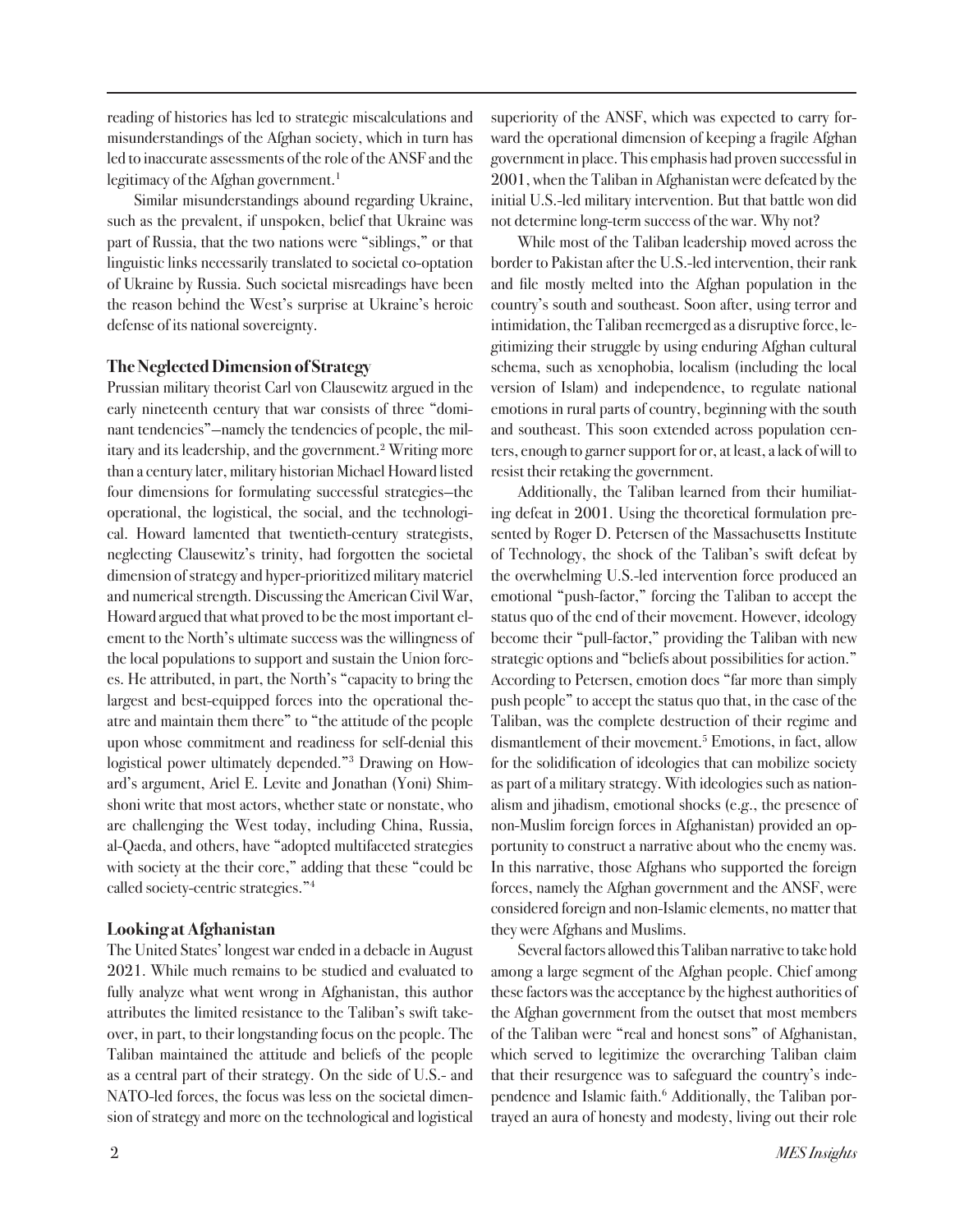reading of histories has led to strategic miscalculations and misunderstandings of the Afghan society, which in turn has led to inaccurate assessments of the role of the ANSF and the legitimacy of the Afghan government.[1]

Similar misunderstandings abound regarding Ukraine, such as the prevalent, if unspoken, belief that Ukraine was part of Russia, that the two nations were "siblings," or that linguistic links necessarily translated to societal co-optation of Ukraine by Russia. Such societal misreadings have been the reason behind the West's surprise at Ukraine's heroic defense of its national sovereignty.

## The Neglected Dimension of Strategy

Prussian military theorist Carl von Clausewitz argued in the early nineteenth century that war consists of three "dominant tendencies"—namely the tendencies of people, the military and its leadership, and the government.[2] Writing more than a century later, military historian Michael Howard listed four dimensions for formulating successful strategies—the operational, the logistical, the social, and the technological. Howard lamented that twentieth-century strategists, neglecting Clausewitz's trinity, had forgotten the societal dimension of strategy and hyper-prioritized military materiel and numerical strength. Discussing the American Civil War, Howard argued that what proved to be the most important element to the North's ultimate success was the willingness of the local populations to support and sustain the Union forces. He attributed, in part, the North's "capacity to bring the largest and best-equipped forces into the operational theatre and maintain them there" to "the attitude of the people upon whose commitment and readiness for self-denial this logistical power ultimately depended."[3] Drawing on Howard's argument, Ariel E. Levite and Jonathan (Yoni) Shimshoni write that most actors, whether state or nonstate, who are challenging the West today, including China, Russia, al-Qaeda, and others, have "adopted multifaceted strategies with society at the their core," adding that these "could be called society-centric strategies."[4]

## Looking at Afghanistan

The United States' longest war ended in a debacle in August 2021. While much remains to be studied and evaluated to fully analyze what went wrong in Afghanistan, this author attributes the limited resistance to the Taliban's swift takeover, in part, to their longstanding focus on the people. The Taliban maintained the attitude and beliefs of the people as a central part of their strategy. On the side of U.S.- and NATO-led forces, the focus was less on the societal dimension of strategy and more on the technological and logistical superiority of the ANSF, which was expected to carry forward the operational dimension of keeping a fragile Afghan government in place. This emphasis had proven successful in 2001, when the Taliban in Afghanistan were defeated by the initial U.S.-led military intervention. But that battle won did not determine long-term success of the war. Why not?

While most of the Taliban leadership moved across the border to Pakistan after the U.S.-led intervention, their rank and file mostly melted into the Afghan population in the country's south and southeast. Soon after, using terror and intimidation, the Taliban reemerged as a disruptive force, legitimizing their struggle by using enduring Afghan cultural schema, such as xenophobia, localism (including the local version of Islam) and independence, to regulate national emotions in rural parts of country, beginning with the south and southeast. This soon extended across population centers, enough to garner support for or, at least, a lack of will to resist their retaking the government.

Additionally, the Taliban learned from their humiliating defeat in 2001. Using the theoretical formulation presented by Roger D. Petersen of the Massachusetts Institute of Technology, the shock of the Taliban's swift defeat by the overwhelming U.S.-led intervention force produced an emotional "push-factor," forcing the Taliban to accept the status quo of the end of their movement. However, ideology become their "pull-factor," providing the Taliban with new strategic options and "beliefs about possibilities for action." According to Petersen, emotion does "far more than simply push people" to accept the status quo that, in the case of the Taliban, was the complete destruction of their regime and dismantlement of their movement.[5] Emotions, in fact, allow for the solidification of ideologies that can mobilize society as part of a military strategy. With ideologies such as nationalism and jihadism, emotional shocks (e.g., the presence of non-Muslim foreign forces in Afghanistan) provided an opportunity to construct a narrative about who the enemy was. In this narrative, those Afghans who supported the foreign forces, namely the Afghan government and the ANSF, were considered foreign and non-Islamic elements, no matter that they were Afghans and Muslims.

Several factors allowed this Taliban narrative to take hold among a large segment of the Afghan people. Chief among these factors was the acceptance by the highest authorities of the Afghan government from the outset that most members of the Taliban were "real and honest sons" of Afghanistan, which served to legitimize the overarching Taliban claim that their resurgence was to safeguard the country's independence and Islamic faith.[6] Additionally, the Taliban portrayed an aura of honesty and modesty, living out their role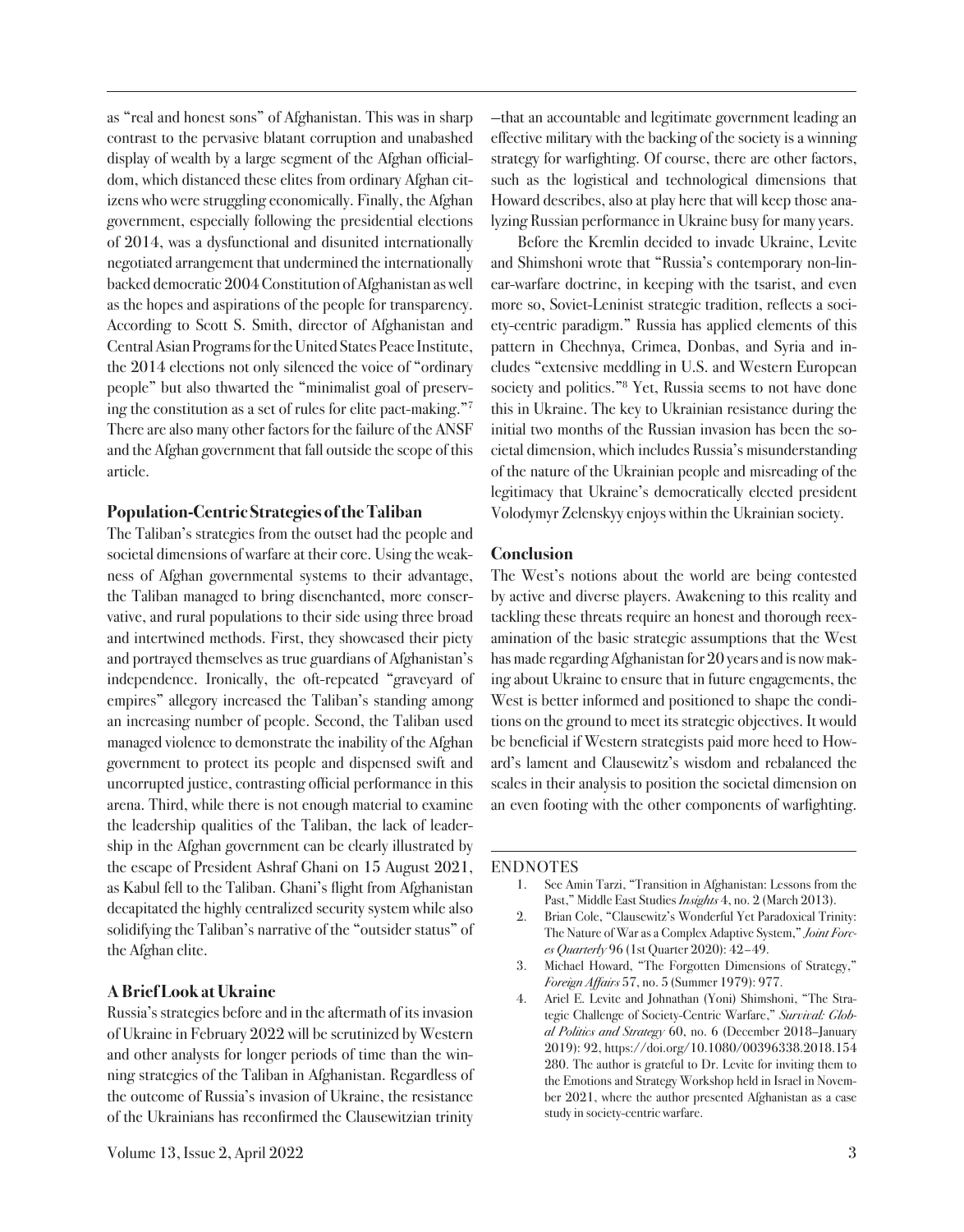as "real and honest sons" of Afghanistan. This was in sharp contrast to the pervasive blatant corruption and unabashed display of wealth by a large segment of the Afghan officialdom, which distanced these elites from ordinary Afghan citizens who were struggling economically. Finally, the Afghan government, especially following the presidential elections of 2014, was a dysfunctional and disunited internationally negotiated arrangement that undermined the internationally backed democratic 2004 Constitution of Afghanistan as well as the hopes and aspirations of the people for transparency. According to Scott S. Smith, director of Afghanistan and Central Asian Programs for the United States Peace Institute, the 2014 elections not only silenced the voice of "ordinary people" but also thwarted the "minimalist goal of preserving the constitution as a set of rules for elite pact-making."[7] There are also many other factors for the failure of the ANSF and the Afghan government that fall outside the scope of this article.

### Population-Centric Strategies of the Taliban

The Taliban's strategies from the outset had the people and societal dimensions of warfare at their core. Using the weakness of Afghan governmental systems to their advantage, the Taliban managed to bring disenchanted, more conservative, and rural populations to their side using three broad and intertwined methods. First, they showcased their piety and portrayed themselves as true guardians of Afghanistan's independence. Ironically, the oft-repeated "graveyard of empires" allegory increased the Taliban's standing among an increasing number of people. Second, the Taliban used managed violence to demonstrate the inability of the Afghan government to protect its people and dispensed swift and uncorrupted justice, contrasting official performance in this arena. Third, while there is not enough material to examine the leadership qualities of the Taliban, the lack of leadership in the Afghan government can be clearly illustrated by the escape of President Ashraf Ghani on 15 August 2021, as Kabul fell to the Taliban. Ghani's flight from Afghanistan decapitated the highly centralized security system while also solidifying the Taliban's narrative of the "outsider status" of the Afghan elite.

### A Brief Look at Ukraine

Russia's strategies before and in the aftermath of its invasion of Ukraine in February 2022 will be scrutinized by Western and other analysts for longer periods of time than the winning strategies of the Taliban in Afghanistan. Regardless of the outcome of Russia's invasion of Ukraine, the resistance of the Ukrainians has reconfirmed the Clausewitzian trinity—that an accountable and legitimate government leading an effective military with the backing of the society is a winning strategy for warfighting. Of course, there are other factors, such as the logistical and technological dimensions that Howard describes, also at play here that will keep those analyzing Russian performance in Ukraine busy for many years.

Before the Kremlin decided to invade Ukraine, Levite and Shimshoni wrote that "Russia's contemporary non-linear-warfare doctrine, in keeping with the tsarist, and even more so, Soviet-Leninist strategic tradition, reflects a society-centric paradigm." Russia has applied elements of this pattern in Chechnya, Crimea, Donbas, and Syria and includes "extensive meddling in U.S. and Western European society and politics."[8] Yet, Russia seems to not have done this in Ukraine. The key to Ukrainian resistance during the initial two months of the Russian invasion has been the societal dimension, which includes Russia's misunderstanding of the nature of the Ukrainian people and misreading of the legitimacy that Ukraine's democratically elected president Volodymyr Zelenskyy enjoys within the Ukrainian society.

### Conclusion

The West's notions about the world are being contested by active and diverse players. Awakening to this reality and tackling these threats require an honest and thorough reexamination of the basic strategic assumptions that the West has made regarding Afghanistan for 20 years and is now making about Ukraine to ensure that in future engagements, the West is better informed and positioned to shape the conditions on the ground to meet its strategic objectives. It would be beneficial if Western strategists paid more heed to Howard's lament and Clausewitz's wisdom and rebalanced the scales in their analysis to position the societal dimension on an even footing with the other components of warfighting.

---

ENDNOTES

1. See Amin Tarzi, "Transition in Afghanistan: Lessons from the Past," Middle East Studies *Insights* 4, no. 2 (March 2013).
2. Brian Cole, "Clausewitz's Wonderful Yet Paradoxical Trinity: The Nature of War as a Complex Adaptive System," *Joint Forces Quarterly* 96 (1st Quarter 2020): 42–49.
3. Michael Howard, "The Forgotten Dimensions of Strategy," *Foreign Affairs* 57, no. 5 (Summer 1979): 977.
4. Ariel E. Levite and Johnathan (Yoni) Shimshoni, "The Strategic Challenge of Society-Centric Warfare," *Survival: Global Politics and Strategy* 60, no. 6 (December 2018–January 2019): 92, https://doi.org/10.1080/00396338.2018.154280. The author is grateful to Dr. Levite for inviting them to the Emotions and Strategy Workshop held in Israel in November 2021, where the author presented Afghanistan as a case study in society-centric warfare.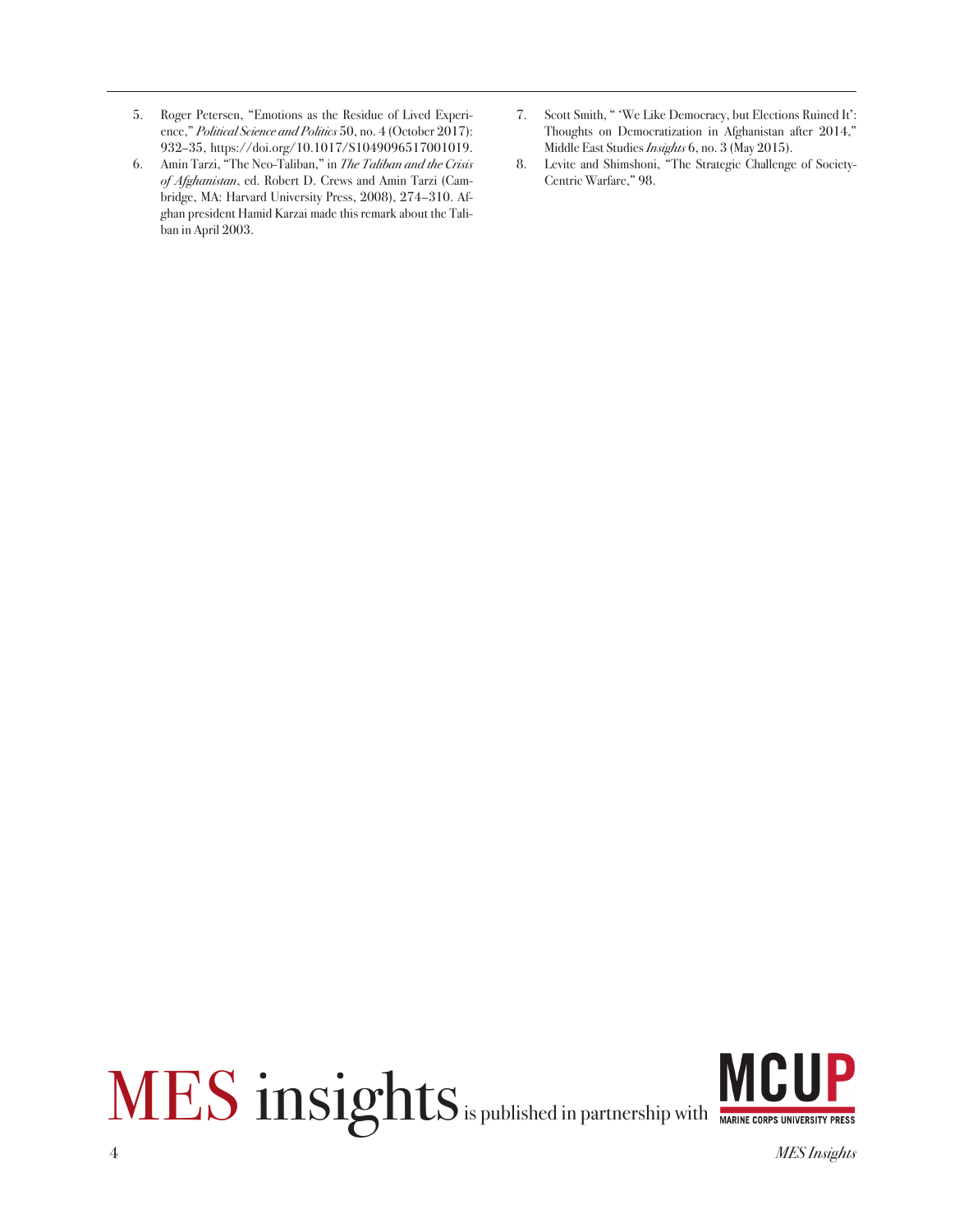5. Roger Petersen, "Emotions as the Residue of Lived Experience," *Political Science and Politics* 50, no. 4 (October 2017): 932–35, https://doi.org/10.1017/S1049096517001019.
6. Amin Tarzi, "The Neo-Taliban," in *The Taliban and the Crisis of Afghanistan*, ed. Robert D. Crews and Amin Tarzi (Cambridge, MA: Harvard University Press, 2008), 274–310. Afghan president Hamid Karzai made this remark about the Taliban in April 2003.
7. Scott Smith, " 'We Like Democracy, but Elections Ruined It': Thoughts on Democratization in Afghanistan after 2014," Middle East Studies *Insights* 6, no. 3 (May 2015).
8. Levite and Shimshoni, "The Strategic Challenge of Society-Centric Warfare," 98.

MES insights is published in partnership with MCUP MARINE CORPS UNIVERSITY PRESS